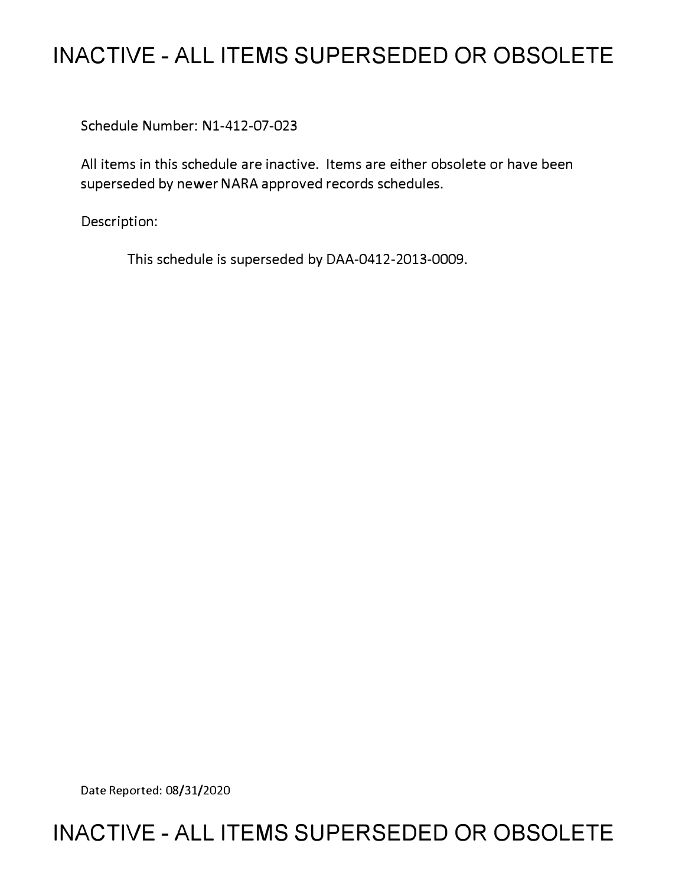# INACTIVE - ALL ITEMS SUPERSEDED OR OBSOLETE

Schedule Number: N1-412-07-023

All items in this schedule are inactive. Items are either obsolete or have been superseded by newer NARA approved records schedules.

Description:

This schedule is superseded by DAA-0412-2013-0009.

Date Reported: 08/31/2020

# INACTIVE - ALL ITEMS SUPERSEDED OR OBSOLETE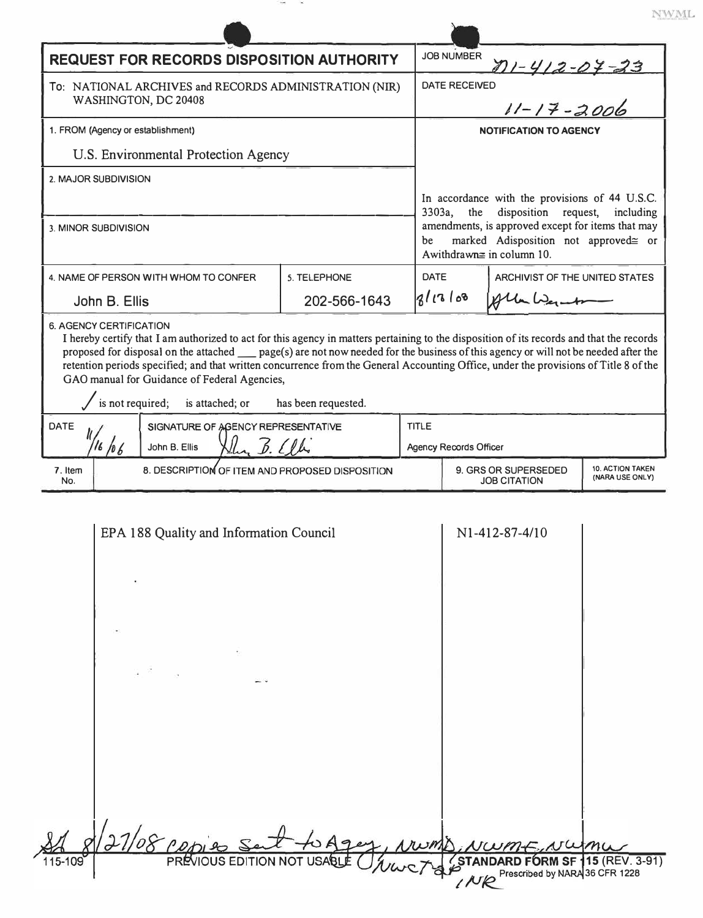NWML

# REQUEST FOR RECORDS DISPOSITION AUTHORITY

**JOB NUMBER** N1-412-07-23

**DATE RECEIVED** 11-17-2006

To: NATIONAL ARCHIVES and RECORDS ADMINISTRATION (NIR)
WASHINGTON, DC 20408

1. FROM (Agency or establishment)

U.S. Environmental Protection Agency

2. MAJOR SUBDIVISION

3. MINOR SUBDIVISION

**NOTIFICATION TO AGENCY**

In accordance with the provisions of 44 U.S.C. 3303a, the disposition request, including amendments, is approved except for items that may be marked Adisposition not approved≅ or Awithdrawn≅ in column 10.

| 4. NAME OF PERSON WITH WHOM TO CONFER | 5. TELEPHONE | DATE | ARCHIVIST OF THE UNITED STATES |
|---|---|---|---|
| John B. Ellis | 202-566-1643 | 8/13/08 | Allen Weinstein |

6. AGENCY CERTIFICATION

I hereby certify that I am authorized to act for this agency in matters pertaining to the disposition of its records and that the records proposed for disposal on the attached ___ page(s) are not now needed for the business of this agency or will not be needed after the retention periods specified; and that written concurrence from the General Accounting Office, under the provisions of Title 8 of the GAO manual for Guidance of Federal Agencies,

✓ is not required; is attached; or has been requested.

| DATE | SIGNATURE OF AGENCY REPRESENTATIVE | TITLE |
|---|---|---|
| 11/16/06 | John B. Ellis | Agency Records Officer |

| 7. Item No. | 8. DESCRIPTION OF ITEM AND PROPOSED DISPOSITION | 9. GRS OR SUPERSEDED JOB CITATION | 10. ACTION TAKEN (NARA USE ONLY) |
|---|---|---|---|
| | EPA 188 Quality and Information Council | N1-412-87-4/10 | |

SA 8/27/08 copies sent to Agency, NWMD, NWME, NWMW, NWCTAP, NR

115-109 PREVIOUS EDITION NOT USABLE STANDARD FORM SF 115 (REV. 3-91)
Prescribed by NARA 36 CFR 1228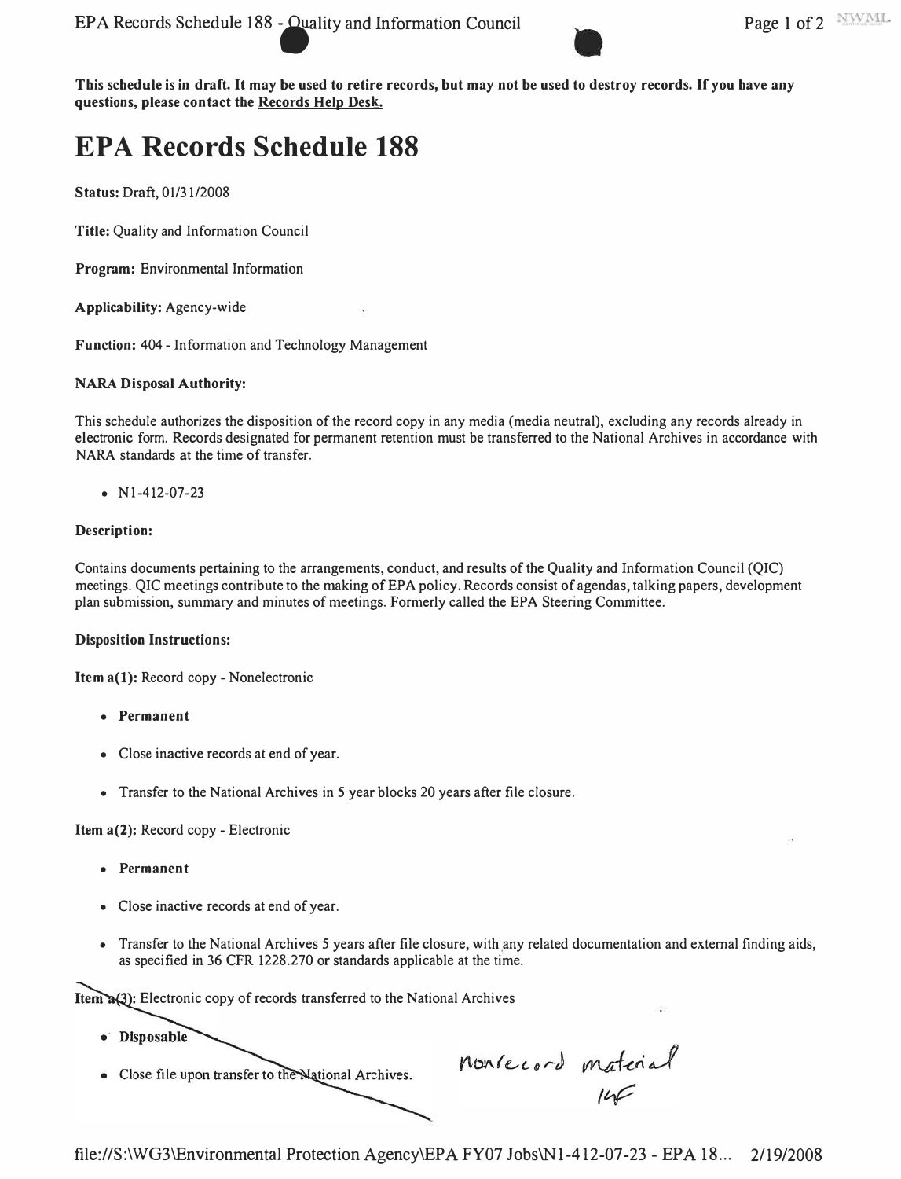This schedule is in draft. It may be used to retire records, but may not be used to destroy records. If you have any questions, please contact the Records Help Desk.

# EPA Records Schedule 188

**Status:** Draft, 01/31/2008

**Title:** Quality and Information Council

**Program:** Environmental Information

**Applicability:** Agency-wide

**Function:** 404 - Information and Technology Management

**NARA Disposal Authority:**

This schedule authorizes the disposition of the record copy in any media (media neutral), excluding any records already in electronic form. Records designated for permanent retention must be transferred to the National Archives in accordance with NARA standards at the time of transfer.

- N1-412-07-23

**Description:**

Contains documents pertaining to the arrangements, conduct, and results of the Quality and Information Council (QIC) meetings. QIC meetings contribute to the making of EPA policy. Records consist of agendas, talking papers, development plan submission, summary and minutes of meetings. Formerly called the EPA Steering Committee.

**Disposition Instructions:**

**Item a(1):** Record copy - Nonelectronic

- **Permanent**
- Close inactive records at end of year.
- Transfer to the National Archives in 5 year blocks 20 years after file closure.

**Item a(2):** Record copy - Electronic

- **Permanent**
- Close inactive records at end of year.
- Transfer to the National Archives 5 years after file closure, with any related documentation and external finding aids, as specified in 36 CFR 1228.270 or standards applicable at the time.

~~**Item a(3):** Electronic copy of records transferred to the National Archives~~

- ~~**Disposable**~~
- ~~Close file upon transfer to the National Archives.~~

nonrecord material
LWF

file://S:\WG3\Environmental Protection Agency\EPA FY07 Jobs\N1-412-07-23 - EPA 18... 2/19/2008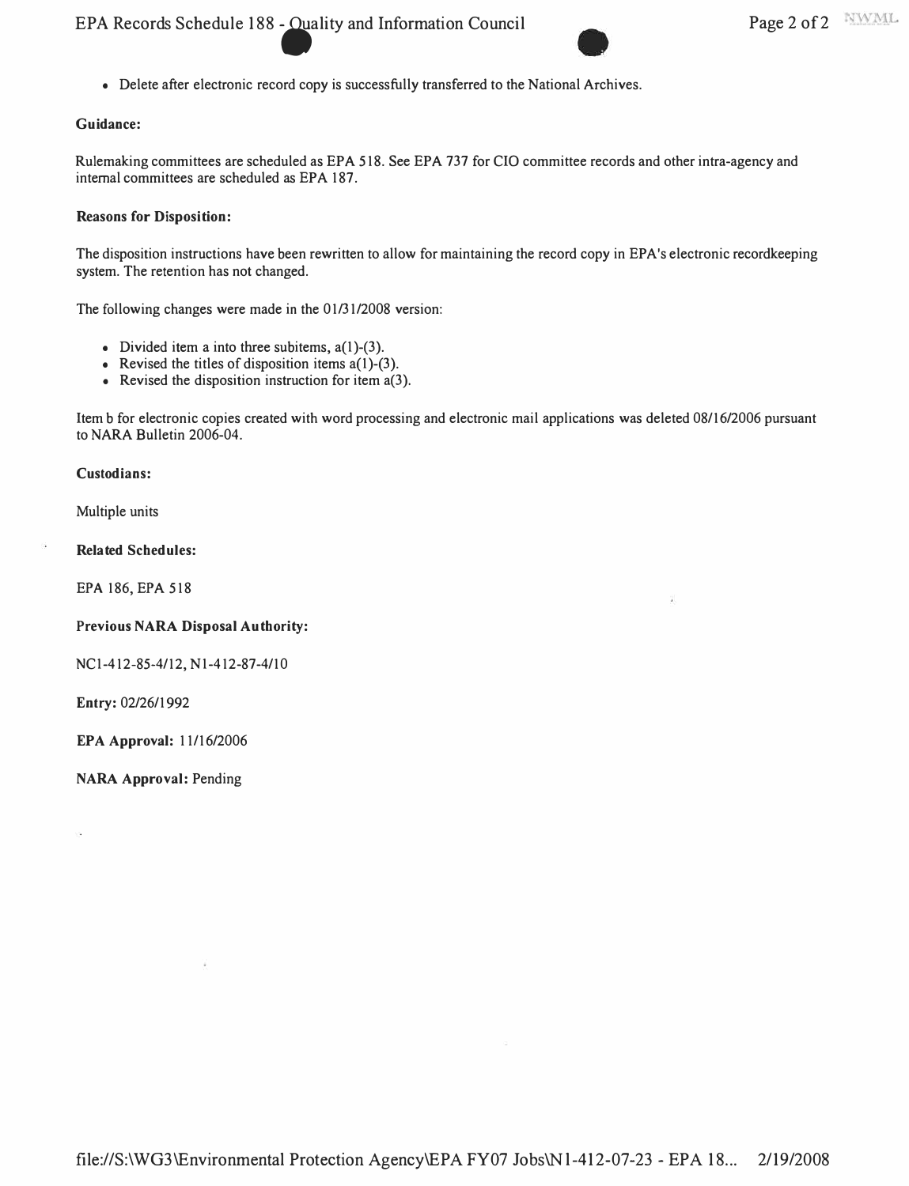- Delete after electronic record copy is successfully transferred to the National Archives.

**Guidance:**

Rulemaking committees are scheduled as EPA 518. See EPA 737 for CIO committee records and other intra-agency and internal committees are scheduled as EPA 187.

**Reasons for Disposition:**

The disposition instructions have been rewritten to allow for maintaining the record copy in EPA's electronic recordkeeping system. The retention has not changed.

The following changes were made in the 01/31/2008 version:

- Divided item a into three subitems, a(1)-(3).
- Revised the titles of disposition items a(1)-(3).
- Revised the disposition instruction for item a(3).

Item b for electronic copies created with word processing and electronic mail applications was deleted 08/16/2006 pursuant to NARA Bulletin 2006-04.

**Custodians:**

Multiple units

**Related Schedules:**

EPA 186, EPA 518

**Previous NARA Disposal Authority:**

NC1-412-85-4/12, N1-412-87-4/10

**Entry:** 02/26/1992

**EPA Approval:** 11/16/2006

**NARA Approval:** Pending